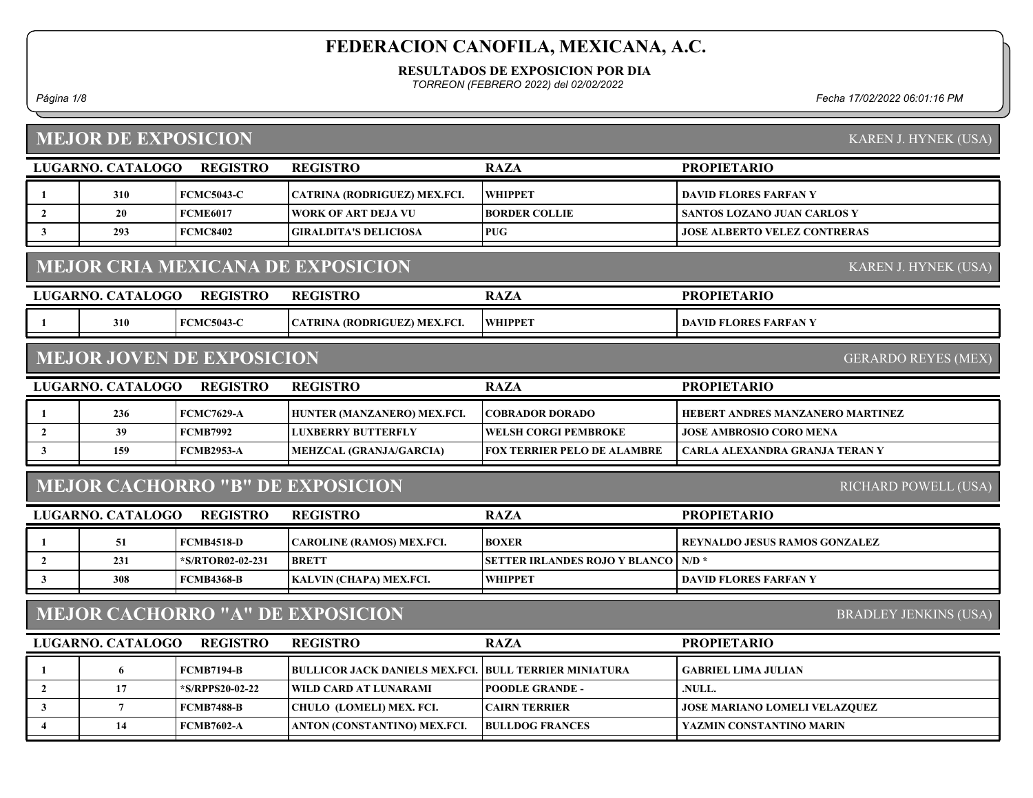# FEDERACION CANOFILA, MEXICANA, A.C.

**RESULTADOS DE EXPOSICION POR DIA**

*TORREON (FEBRERO 2022) del 02/02/2022*

*Fecha 17/02/2022 06:01:16 PM*

## MEJOR DE EXPOSICION

KAREN J. HYNEK (USA)

| LUGAR | NO. CATALOGO | REGISTRO | REGISTRO | RAZA | PROPIETARIO |
|---|---|---|---|---|---|
| 1 | 310 | FCMC5043-C | CATRINA (RODRIGUEZ) MEX.FCI. | WHIPPET | DAVID FLORES FARFAN Y |
| 2 | 20 | FCME6017 | WORK OF ART DEJA VU | BORDER COLLIE | SANTOS LOZANO JUAN CARLOS Y |
| 3 | 293 | FCMC8402 | GIRALDITA'S DELICIOSA | PUG | JOSE ALBERTO VELEZ CONTRERAS |

## MEJOR CRIA MEXICANA DE EXPOSICION

KAREN J. HYNEK (USA)

| LUGAR | NO. CATALOGO | REGISTRO | REGISTRO | RAZA | PROPIETARIO |
|---|---|---|---|---|---|
| 1 | 310 | FCMC5043-C | CATRINA (RODRIGUEZ) MEX.FCI. | WHIPPET | DAVID FLORES FARFAN Y |

## MEJOR JOVEN DE EXPOSICION

GERARDO REYES (MEX)

| LUGAR | NO. CATALOGO | REGISTRO | REGISTRO | RAZA | PROPIETARIO |
|---|---|---|---|---|---|
| 1 | 236 | FCMC7629-A | HUNTER (MANZANERO) MEX.FCI. | COBRADOR DORADO | HEBERT ANDRES MANZANERO MARTINEZ |
| 2 | 39 | FCMB7992 | LUXBERRY BUTTERFLY | WELSH CORGI PEMBROKE | JOSE AMBROSIO CORO MENA |
| 3 | 159 | FCMB2953-A | MEHZCAL (GRANJA/GARCIA) | FOX TERRIER PELO DE ALAMBRE | CARLA ALEXANDRA GRANJA TERAN Y |

## MEJOR CACHORRO "B" DE EXPOSICION

RICHARD POWELL (USA)

| LUGAR | NO. CATALOGO | REGISTRO | REGISTRO | RAZA | PROPIETARIO |
|---|---|---|---|---|---|
| 1 | 51 | FCMB4518-D | CAROLINE (RAMOS) MEX.FCI. | BOXER | REYNALDO JESUS RAMOS GONZALEZ |
| 2 | 231 | *S/RTOR02-02-231 | BRETT | SETTER IRLANDES ROJO Y BLANCO | N/D * |
| 3 | 308 | FCMB4368-B | KALVIN (CHAPA) MEX.FCI. | WHIPPET | DAVID FLORES FARFAN Y |

## MEJOR CACHORRO "A" DE EXPOSICION

BRADLEY JENKINS (USA)

| LUGAR | NO. CATALOGO | REGISTRO | REGISTRO | RAZA | PROPIETARIO |
|---|---|---|---|---|---|
| 1 | 6 | FCMB7194-B | BULLICOR JACK DANIELS MEX.FCI. | BULL TERRIER MINIATURA | GABRIEL LIMA JULIAN |
| 2 | 17 | *S/RPPS20-02-22 | WILD CARD AT LUNARAMI | POODLE GRANDE - | .NULL. |
| 3 | 7 | FCMB7488-B | CHULO (LOMELI) MEX. FCI. | CAIRN TERRIER | JOSE MARIANO LOMELI VELAZQUEZ |
| 4 | 14 | FCMB7602-A | ANTON (CONSTANTINO) MEX.FCI. | BULLDOG FRANCES | YAZMIN CONSTANTINO MARIN |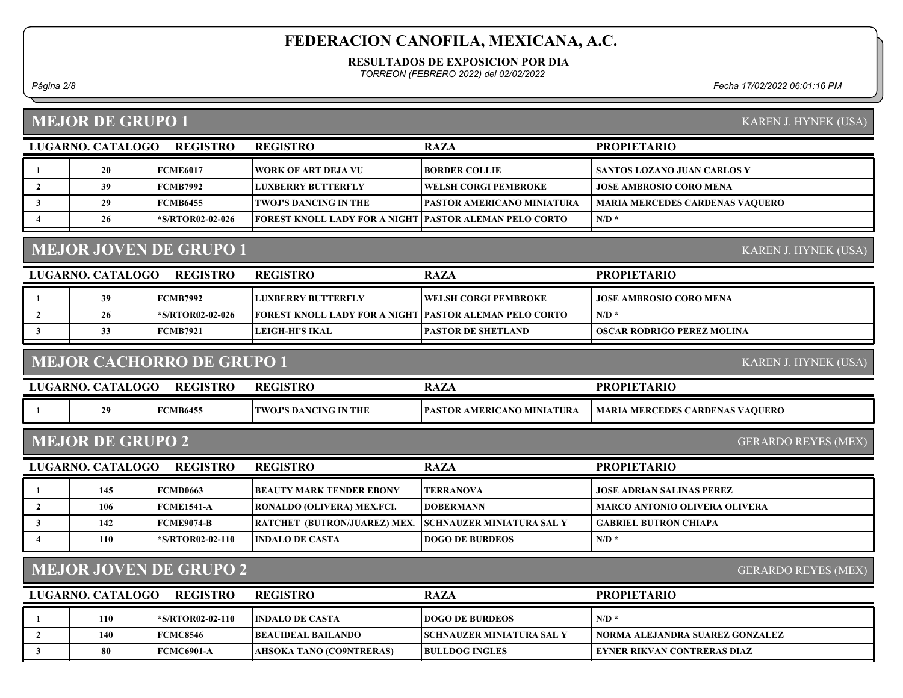# FEDERACION CANOFILA, MEXICANA, A.C.

**RESULTADOS DE EXPOSICION POR DIA**

*TORREON (FEBRERO 2022) del 02/02/2022*

*Fecha 17/02/2022 06:01:16 PM*

## MEJOR DE GRUPO 1

KAREN J. HYNEK (USA)

| LUGAR | NO. CATALOGO | REGISTRO | REGISTRO | RAZA | PROPIETARIO |
|---|---|---|---|---|---|
| 1 | 20 | FCME6017 | WORK OF ART DEJA VU | BORDER COLLIE | SANTOS LOZANO JUAN CARLOS Y |
| 2 | 39 | FCMB7992 | LUXBERRY BUTTERFLY | WELSH CORGI PEMBROKE | JOSE AMBROSIO CORO MENA |
| 3 | 29 | FCMB6455 | TWOJ'S DANCING IN THE | PASTOR AMERICANO MINIATURA | MARIA MERCEDES CARDENAS VAQUERO |
| 4 | 26 | *S/RTOR02-02-026 | FOREST KNOLL LADY FOR A NIGHT | PASTOR ALEMAN PELO CORTO | N/D * |

## MEJOR JOVEN DE GRUPO 1

KAREN J. HYNEK (USA)

| LUGAR | NO. CATALOGO | REGISTRO | REGISTRO | RAZA | PROPIETARIO |
|---|---|---|---|---|---|
| 1 | 39 | FCMB7992 | LUXBERRY BUTTERFLY | WELSH CORGI PEMBROKE | JOSE AMBROSIO CORO MENA |
| 2 | 26 | *S/RTOR02-02-026 | FOREST KNOLL LADY FOR A NIGHT | PASTOR ALEMAN PELO CORTO | N/D * |
| 3 | 33 | FCMB7921 | LEIGH-HI'S IKAL | PASTOR DE SHETLAND | OSCAR RODRIGO PEREZ MOLINA |

## MEJOR CACHORRO DE GRUPO 1

KAREN J. HYNEK (USA)

| LUGAR | NO. CATALOGO | REGISTRO | REGISTRO | RAZA | PROPIETARIO |
|---|---|---|---|---|---|
| 1 | 29 | FCMB6455 | TWOJ'S DANCING IN THE | PASTOR AMERICANO MINIATURA | MARIA MERCEDES CARDENAS VAQUERO |

## MEJOR DE GRUPO 2

GERARDO REYES (MEX)

| LUGAR | NO. CATALOGO | REGISTRO | REGISTRO | RAZA | PROPIETARIO |
|---|---|---|---|---|---|
| 1 | 145 | FCMD0663 | BEAUTY MARK TENDER EBONY | TERRANOVA | JOSE ADRIAN SALINAS PEREZ |
| 2 | 106 | FCME1541-A | RONALDO (OLIVERA) MEX.FCI. | DOBERMANN | MARCO ANTONIO OLIVERA OLIVERA |
| 3 | 142 | FCME9074-B | RATCHET (BUTRON/JUAREZ) MEX. | SCHNAUZER MINIATURA SAL Y | GABRIEL BUTRON CHIAPA |
| 4 | 110 | *S/RTOR02-02-110 | INDALO DE CASTA | DOGO DE BURDEOS | N/D * |

## MEJOR JOVEN DE GRUPO 2

GERARDO REYES (MEX)

| LUGAR | NO. CATALOGO | REGISTRO | REGISTRO | RAZA | PROPIETARIO |
|---|---|---|---|---|---|
| 1 | 110 | *S/RTOR02-02-110 | INDALO DE CASTA | DOGO DE BURDEOS | N/D * |
| 2 | 140 | FCMC8546 | BEAUIDEAL BAILANDO | SCHNAUZER MINIATURA SAL Y | NORMA ALEJANDRA SUAREZ GONZALEZ |
| 3 | 80 | FCMC6901-A | AHSOKA TANO (CO9NTRERAS) | BULLDOG INGLES | EYNER RIKVAN CONTRERAS DIAZ |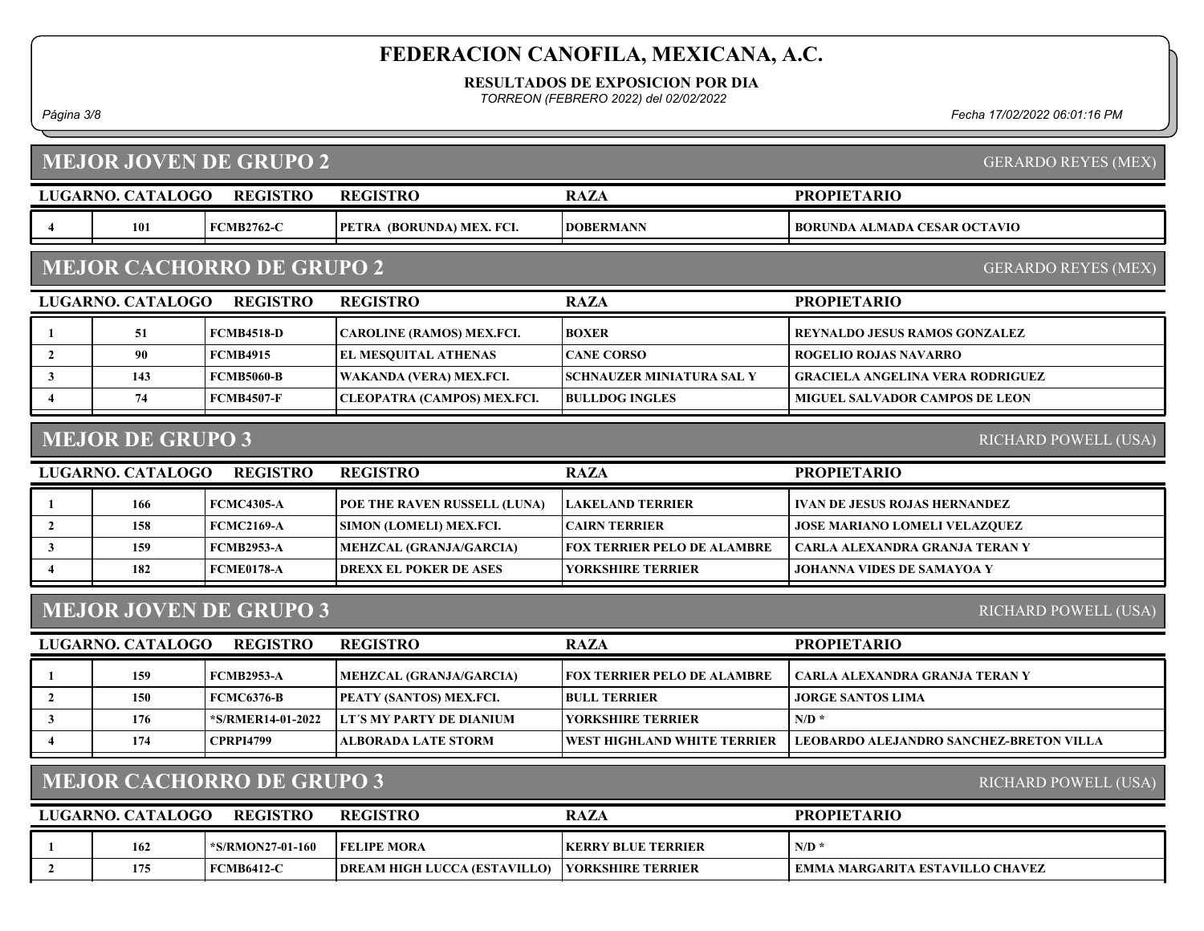## MEJOR JOVEN DE GRUPO 2

GERARDO REYES (MEX)

| LUGAR | NO. CATALOGO | REGISTRO | REGISTRO | RAZA | PROPIETARIO |
|---|---|---|---|---|---|
| 4 | 101 | FCMB2762-C | PETRA (BORUNDA) MEX. FCI. | DOBERMANN | BORUNDA ALMADA CESAR OCTAVIO |

## MEJOR CACHORRO DE GRUPO 2

GERARDO REYES (MEX)

| LUGAR | NO. CATALOGO | REGISTRO | REGISTRO | RAZA | PROPIETARIO |
|---|---|---|---|---|---|
| 1 | 51 | FCMB4518-D | CAROLINE (RAMOS) MEX.FCI. | BOXER | REYNALDO JESUS RAMOS GONZALEZ |
| 2 | 90 | FCMB4915 | EL MESQUITAL ATHENAS | CANE CORSO | ROGELIO ROJAS NAVARRO |
| 3 | 143 | FCMB5060-B | WAKANDA (VERA) MEX.FCI. | SCHNAUZER MINIATURA SAL Y | GRACIELA ANGELINA VERA RODRIGUEZ |
| 4 | 74 | FCMB4507-F | CLEOPATRA (CAMPOS) MEX.FCI. | BULLDOG INGLES | MIGUEL SALVADOR CAMPOS DE LEON |

## MEJOR DE GRUPO 3

RICHARD POWELL (USA)

| LUGAR | NO. CATALOGO | REGISTRO | REGISTRO | RAZA | PROPIETARIO |
|---|---|---|---|---|---|
| 1 | 166 | FCMC4305-A | POE THE RAVEN RUSSELL (LUNA) | LAKELAND TERRIER | IVAN DE JESUS ROJAS HERNANDEZ |
| 2 | 158 | FCMC2169-A | SIMON (LOMELI) MEX.FCI. | CAIRN TERRIER | JOSE MARIANO LOMELI VELAZQUEZ |
| 3 | 159 | FCMB2953-A | MEHZCAL (GRANJA/GARCIA) | FOX TERRIER PELO DE ALAMBRE | CARLA ALEXANDRA GRANJA TERAN Y |
| 4 | 182 | FCME0178-A | DREXX EL POKER DE ASES | YORKSHIRE TERRIER | JOHANNA VIDES DE SAMAYOA Y |

## MEJOR JOVEN DE GRUPO 3

RICHARD POWELL (USA)

| LUGAR | NO. CATALOGO | REGISTRO | REGISTRO | RAZA | PROPIETARIO |
|---|---|---|---|---|---|
| 1 | 159 | FCMB2953-A | MEHZCAL (GRANJA/GARCIA) | FOX TERRIER PELO DE ALAMBRE | CARLA ALEXANDRA GRANJA TERAN Y |
| 2 | 150 | FCMC6376-B | PEATY (SANTOS) MEX.FCI. | BULL TERRIER | JORGE SANTOS LIMA |
| 3 | 176 | *S/RMER14-01-2022 | LT´S MY PARTY DE DIANIUM | YORKSHIRE TERRIER | N/D * |
| 4 | 174 | CPRPI4799 | ALBORADA LATE STORM | WEST HIGHLAND WHITE TERRIER | LEOBARDO ALEJANDRO SANCHEZ-BRETON VILLA |

## MEJOR CACHORRO DE GRUPO 3

RICHARD POWELL (USA)

| LUGAR | NO. CATALOGO | REGISTRO | REGISTRO | RAZA | PROPIETARIO |
|---|---|---|---|---|---|
| 1 | 162 | *S/RMON27-01-160 | FELIPE MORA | KERRY BLUE TERRIER | N/D * |
| 2 | 175 | FCMB6412-C | DREAM HIGH LUCCA (ESTAVILLO) | YORKSHIRE TERRIER | EMMA MARGARITA ESTAVILLO CHAVEZ |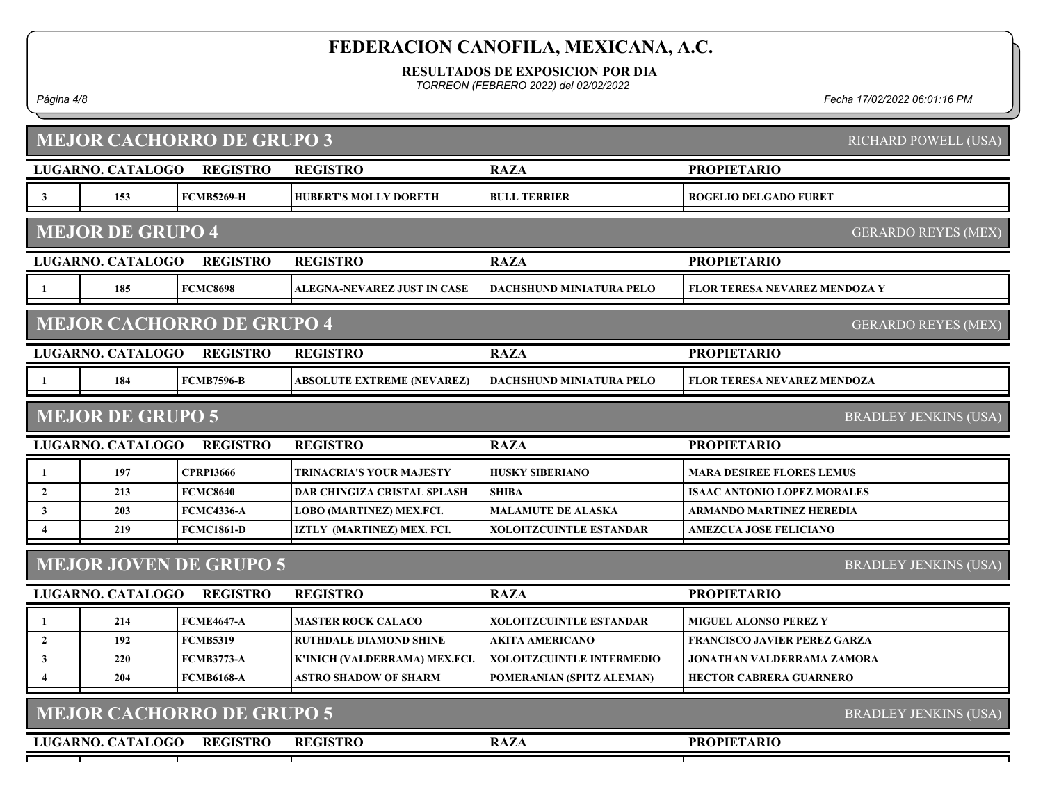# FEDERACION CANOFILA, MEXICANA, A.C.

**RESULTADOS DE EXPOSICION POR DIA**

*TORREON (FEBRERO 2022) del 02/02/2022*

*Fecha 17/02/2022 06:01:16 PM*

## MEJOR CACHORRO DE GRUPO 3

RICHARD POWELL (USA)

| LUGAR | NO. CATALOGO | REGISTRO | REGISTRO | RAZA | PROPIETARIO |
|---|---|---|---|---|---|
| 3 | 153 | FCMB5269-H | HUBERT'S MOLLY DORETH | BULL TERRIER | ROGELIO DELGADO FURET |

## MEJOR DE GRUPO 4

GERARDO REYES (MEX)

| LUGAR | NO. CATALOGO | REGISTRO | REGISTRO | RAZA | PROPIETARIO |
|---|---|---|---|---|---|
| 1 | 185 | FCMC8698 | ALEGNA-NEVAREZ JUST IN CASE | DACHSHUND MINIATURA PELO | FLOR TERESA NEVAREZ MENDOZA Y |

## MEJOR CACHORRO DE GRUPO 4

GERARDO REYES (MEX)

| LUGAR | NO. CATALOGO | REGISTRO | REGISTRO | RAZA | PROPIETARIO |
|---|---|---|---|---|---|
| 1 | 184 | FCMB7596-B | ABSOLUTE EXTREME (NEVAREZ) | DACHSHUND MINIATURA PELO | FLOR TERESA NEVAREZ MENDOZA |

## MEJOR DE GRUPO 5

BRADLEY JENKINS (USA)

| LUGAR | NO. CATALOGO | REGISTRO | REGISTRO | RAZA | PROPIETARIO |
|---|---|---|---|---|---|
| 1 | 197 | CPRPI3666 | TRINACRIA'S YOUR MAJESTY | HUSKY SIBERIANO | MARA DESIREE FLORES LEMUS |
| 2 | 213 | FCMC8640 | DAR CHINGIZA CRISTAL SPLASH | SHIBA | ISAAC ANTONIO LOPEZ MORALES |
| 3 | 203 | FCMC4336-A | LOBO (MARTINEZ) MEX.FCI. | MALAMUTE DE ALASKA | ARMANDO MARTINEZ HEREDIA |
| 4 | 219 | FCMC1861-D | IZTLY (MARTINEZ) MEX. FCI. | XOLOITZCUINTLE ESTANDAR | AMEZCUA JOSE FELICIANO |

## MEJOR JOVEN DE GRUPO 5

BRADLEY JENKINS (USA)

| LUGAR | NO. CATALOGO | REGISTRO | REGISTRO | RAZA | PROPIETARIO |
|---|---|---|---|---|---|
| 1 | 214 | FCME4647-A | MASTER ROCK CALACO | XOLOITZCUINTLE ESTANDAR | MIGUEL ALONSO PEREZ Y |
| 2 | 192 | FCMB5319 | RUTHDALE DIAMOND SHINE | AKITA AMERICANO | FRANCISCO JAVIER PEREZ GARZA |
| 3 | 220 | FCMB3773-A | K'INICH (VALDERRAMA) MEX.FCI. | XOLOITZCUINTLE INTERMEDIO | JONATHAN VALDERRAMA ZAMORA |
| 4 | 204 | FCMB6168-A | ASTRO SHADOW OF SHARM | POMERANIAN (SPITZ ALEMAN) | HECTOR CABRERA GUARNERO |

## MEJOR CACHORRO DE GRUPO 5

BRADLEY JENKINS (USA)

| LUGAR | NO. CATALOGO | REGISTRO | REGISTRO | RAZA | PROPIETARIO |
|---|---|---|---|---|---|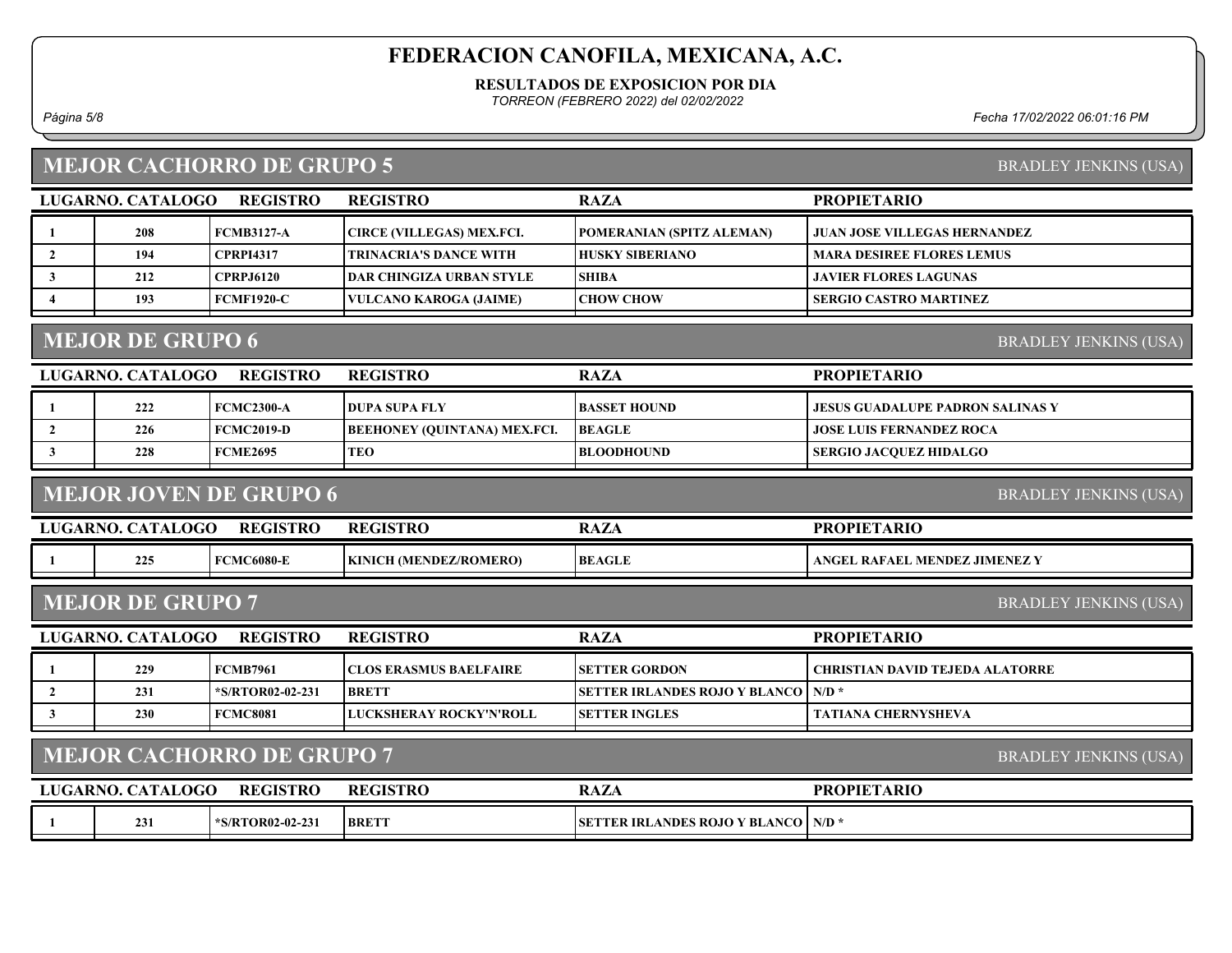# FEDERACION CANOFILA, MEXICANA, A.C.

**RESULTADOS DE EXPOSICION POR DIA**

*TORREON (FEBRERO 2022) del 02/02/2022*

## MEJOR CACHORRO DE GRUPO 5

BRADLEY JENKINS (USA)

| LUGAR | NO. CATALOGO | REGISTRO | REGISTRO | RAZA | PROPIETARIO |
|---|---|---|---|---|---|
| 1 | 208 | FCMB3127-A | CIRCE (VILLEGAS) MEX.FCI. | POMERANIAN (SPITZ ALEMAN) | JUAN JOSE VILLEGAS HERNANDEZ |
| 2 | 194 | CPRPI4317 | TRINACRIA'S DANCE WITH | HUSKY SIBERIANO | MARA DESIREE FLORES LEMUS |
| 3 | 212 | CPRPJ6120 | DAR CHINGIZA URBAN STYLE | SHIBA | JAVIER FLORES LAGUNAS |
| 4 | 193 | FCMF1920-C | VULCANO KAROGA (JAIME) | CHOW CHOW | SERGIO CASTRO MARTINEZ |

## MEJOR DE GRUPO 6

BRADLEY JENKINS (USA)

| LUGAR | NO. CATALOGO | REGISTRO | REGISTRO | RAZA | PROPIETARIO |
|---|---|---|---|---|---|
| 1 | 222 | FCMC2300-A | DUPA SUPA FLY | BASSET HOUND | JESUS GUADALUPE PADRON SALINAS Y |
| 2 | 226 | FCMC2019-D | BEEHONEY (QUINTANA) MEX.FCI. | BEAGLE | JOSE LUIS FERNANDEZ ROCA |
| 3 | 228 | FCME2695 | TEO | BLOODHOUND | SERGIO JACQUEZ HIDALGO |

## MEJOR JOVEN DE GRUPO 6

BRADLEY JENKINS (USA)

| LUGAR | NO. CATALOGO | REGISTRO | REGISTRO | RAZA | PROPIETARIO |
|---|---|---|---|---|---|
| 1 | 225 | FCMC6080-E | KINICH (MENDEZ/ROMERO) | BEAGLE | ANGEL RAFAEL MENDEZ JIMENEZ Y |

## MEJOR DE GRUPO 7

BRADLEY JENKINS (USA)

| LUGAR | NO. CATALOGO | REGISTRO | REGISTRO | RAZA | PROPIETARIO |
|---|---|---|---|---|---|
| 1 | 229 | FCMB7961 | CLOS ERASMUS BAELFAIRE | SETTER GORDON | CHRISTIAN DAVID TEJEDA ALATORRE |
| 2 | 231 | *S/RTOR02-02-231 | BRETT | SETTER IRLANDES ROJO Y BLANCO | N/D * |
| 3 | 230 | FCMC8081 | LUCKSHERAY ROCKY'N'ROLL | SETTER INGLES | TATIANA CHERNYSHEVA |

## MEJOR CACHORRO DE GRUPO 7

BRADLEY JENKINS (USA)

| LUGAR | NO. CATALOGO | REGISTRO | REGISTRO | RAZA | PROPIETARIO |
|---|---|---|---|---|---|
| 1 | 231 | *S/RTOR02-02-231 | BRETT | SETTER IRLANDES ROJO Y BLANCO | N/D * |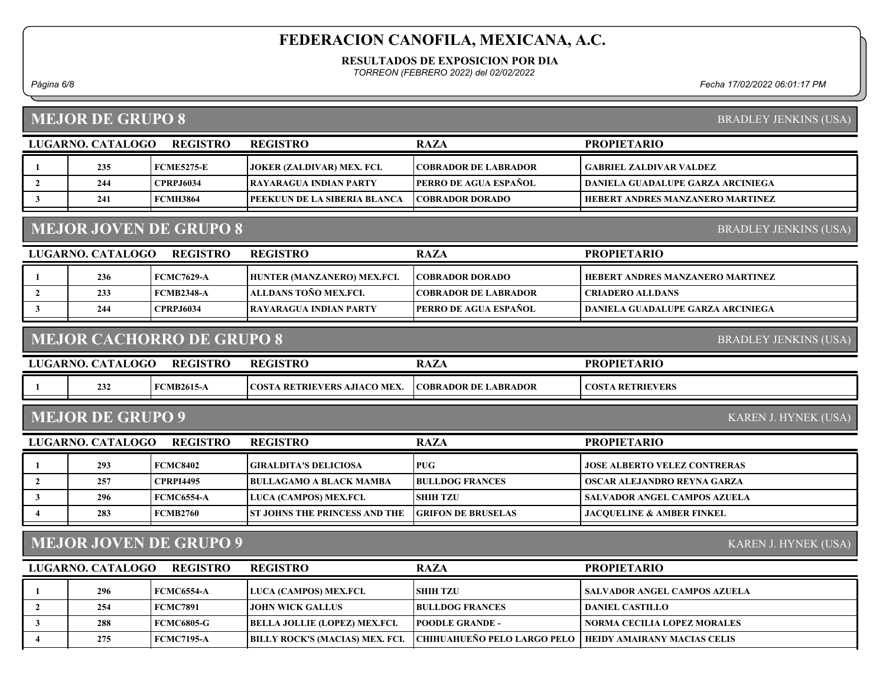# FEDERACION CANOFILA, MEXICANA, A.C.

**RESULTADOS DE EXPOSICION POR DIA**

*TORREON (FEBRERO 2022) del 02/02/2022*

## MEJOR DE GRUPO 8

BRADLEY JENKINS (USA)

| LUGAR | NO. CATALOGO | REGISTRO | REGISTRO | RAZA | PROPIETARIO |
|---|---|---|---|---|---|
| 1 | 235 | FCME5275-E | JOKER (ZALDIVAR) MEX. FCI. | COBRADOR DE LABRADOR | GABRIEL ZALDIVAR VALDEZ |
| 2 | 244 | CPRPJ6034 | RAYARAGUA INDIAN PARTY | PERRO DE AGUA ESPAÑOL | DANIELA GUADALUPE GARZA ARCINIEGA |
| 3 | 241 | FCMH3864 | PEEKUUN DE LA SIBERIA BLANCA | COBRADOR DORADO | HEBERT ANDRES MANZANERO MARTINEZ |

## MEJOR JOVEN DE GRUPO 8

BRADLEY JENKINS (USA)

| LUGAR | NO. CATALOGO | REGISTRO | REGISTRO | RAZA | PROPIETARIO |
|---|---|---|---|---|---|
| 1 | 236 | FCMC7629-A | HUNTER (MANZANERO) MEX.FCI. | COBRADOR DORADO | HEBERT ANDRES MANZANERO MARTINEZ |
| 2 | 233 | FCMB2348-A | ALLDANS TOÑO MEX.FCI. | COBRADOR DE LABRADOR | CRIADERO ALLDANS |
| 3 | 244 | CPRPJ6034 | RAYARAGUA INDIAN PARTY | PERRO DE AGUA ESPAÑOL | DANIELA GUADALUPE GARZA ARCINIEGA |

## MEJOR CACHORRO DE GRUPO 8

BRADLEY JENKINS (USA)

| LUGAR | NO. CATALOGO | REGISTRO | REGISTRO | RAZA | PROPIETARIO |
|---|---|---|---|---|---|
| 1 | 232 | FCMB2615-A | COSTA RETRIEVERS AJIACO MEX. | COBRADOR DE LABRADOR | COSTA RETRIEVERS |

## MEJOR DE GRUPO 9

KAREN J. HYNEK (USA)

| LUGAR | NO. CATALOGO | REGISTRO | REGISTRO | RAZA | PROPIETARIO |
|---|---|---|---|---|---|
| 1 | 293 | FCMC8402 | GIRALDITA'S DELICIOSA | PUG | JOSE ALBERTO VELEZ CONTRERAS |
| 2 | 257 | CPRPI4495 | BULLAGAMO A BLACK MAMBA | BULLDOG FRANCES | OSCAR ALEJANDRO REYNA GARZA |
| 3 | 296 | FCMC6554-A | LUCA (CAMPOS) MEX.FCI. | SHIH TZU | SALVADOR ANGEL CAMPOS AZUELA |
| 4 | 283 | FCMB2760 | ST JOHNS THE PRINCESS AND THE | GRIFON DE BRUSELAS | JACQUELINE & AMBER FINKEL |

## MEJOR JOVEN DE GRUPO 9

KAREN J. HYNEK (USA)

| LUGAR | NO. CATALOGO | REGISTRO | REGISTRO | RAZA | PROPIETARIO |
|---|---|---|---|---|---|
| 1 | 296 | FCMC6554-A | LUCA (CAMPOS) MEX.FCI. | SHIH TZU | SALVADOR ANGEL CAMPOS AZUELA |
| 2 | 254 | FCMC7891 | JOHN WICK GALLUS | BULLDOG FRANCES | DANIEL CASTILLO |
| 3 | 288 | FCMC6805-G | BELLA JOLLIE (LOPEZ) MEX.FCI. | POODLE GRANDE - | NORMA CECILIA LOPEZ MORALES |
| 4 | 275 | FCMC7195-A | BILLY ROCK'S (MACIAS) MEX. FCI. | CHIHUAHUEÑO PELO LARGO PELO | HEIDY AMAIRANY MACIAS CELIS |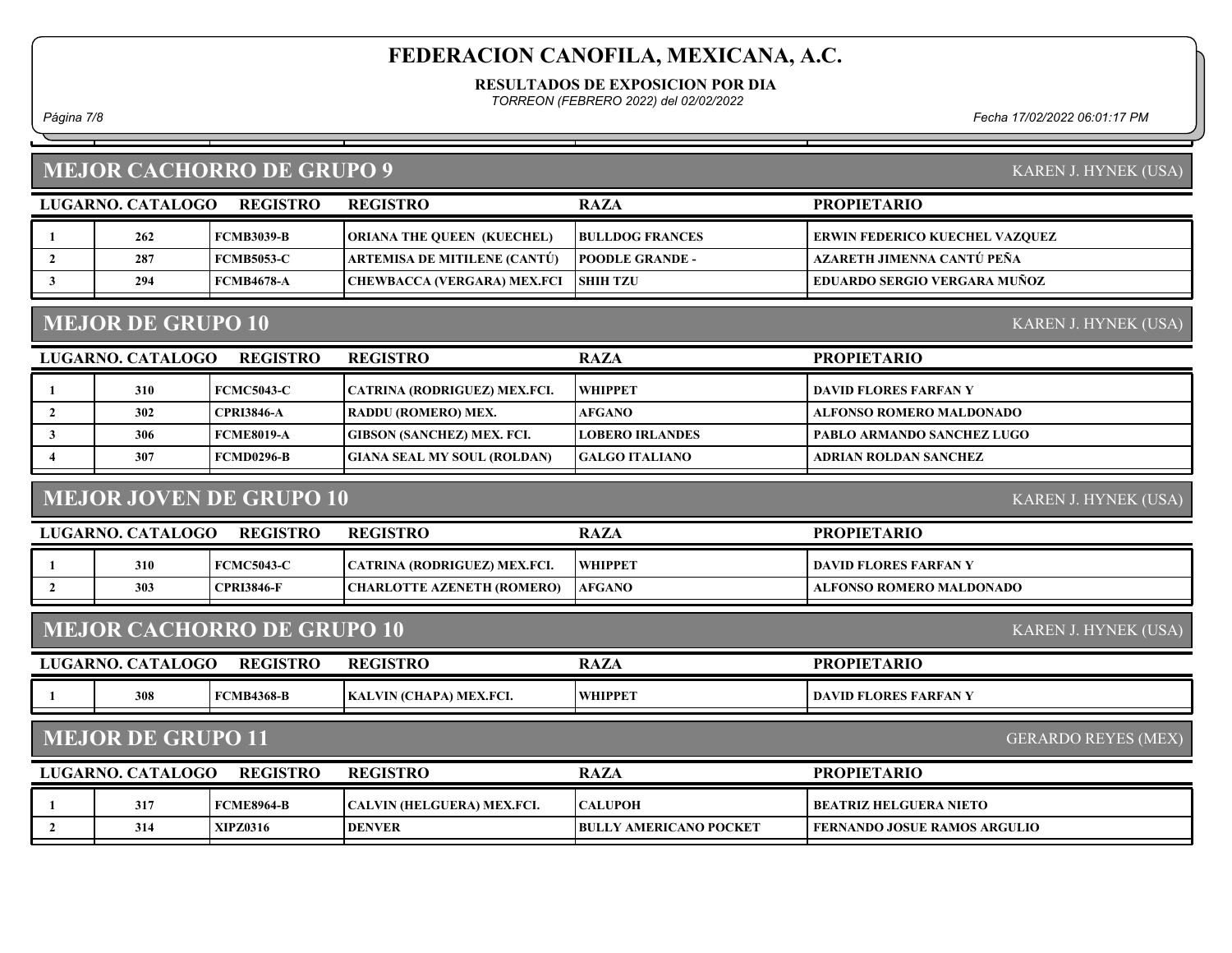# FEDERACION CANOFILA, MEXICANA, A.C.

**RESULTADOS DE EXPOSICION POR DIA**

*TORREON (FEBRERO 2022) del 02/02/2022*

## MEJOR CACHORRO DE GRUPO 9

KAREN J. HYNEK (USA)

| LUGAR | NO. CATALOGO | REGISTRO | REGISTRO | RAZA | PROPIETARIO |
|---|---|---|---|---|---|
| 1 | 262 | FCMB3039-B | ORIANA THE QUEEN (KUECHEL) | BULLDOG FRANCES | ERWIN FEDERICO KUECHEL VAZQUEZ |
| 2 | 287 | FCMB5053-C | ARTEMISA DE MITILENE (CANTÚ) | POODLE GRANDE - | AZARETH JIMENNA CANTÚ PEÑA |
| 3 | 294 | FCMB4678-A | CHEWBACCA (VERGARA) MEX.FCI | SHIH TZU | EDUARDO SERGIO VERGARA MUÑOZ |

## MEJOR DE GRUPO 10

KAREN J. HYNEK (USA)

| LUGAR | NO. CATALOGO | REGISTRO | REGISTRO | RAZA | PROPIETARIO |
|---|---|---|---|---|---|
| 1 | 310 | FCMC5043-C | CATRINA (RODRIGUEZ) MEX.FCI. | WHIPPET | DAVID FLORES FARFAN Y |
| 2 | 302 | CPRI3846-A | RADDU (ROMERO) MEX. | AFGANO | ALFONSO ROMERO MALDONADO |
| 3 | 306 | FCME8019-A | GIBSON (SANCHEZ) MEX. FCI. | LOBERO IRLANDES | PABLO ARMANDO SANCHEZ LUGO |
| 4 | 307 | FCMD0296-B | GIANA SEAL MY SOUL (ROLDAN) | GALGO ITALIANO | ADRIAN ROLDAN SANCHEZ |

## MEJOR JOVEN DE GRUPO 10

KAREN J. HYNEK (USA)

| LUGAR | NO. CATALOGO | REGISTRO | REGISTRO | RAZA | PROPIETARIO |
|---|---|---|---|---|---|
| 1 | 310 | FCMC5043-C | CATRINA (RODRIGUEZ) MEX.FCI. | WHIPPET | DAVID FLORES FARFAN Y |
| 2 | 303 | CPRI3846-F | CHARLOTTE AZENETH (ROMERO) | AFGANO | ALFONSO ROMERO MALDONADO |

## MEJOR CACHORRO DE GRUPO 10

KAREN J. HYNEK (USA)

| LUGAR | NO. CATALOGO | REGISTRO | REGISTRO | RAZA | PROPIETARIO |
|---|---|---|---|---|---|
| 1 | 308 | FCMB4368-B | KALVIN (CHAPA) MEX.FCI. | WHIPPET | DAVID FLORES FARFAN Y |

## MEJOR DE GRUPO 11

GERARDO REYES (MEX)

| LUGAR | NO. CATALOGO | REGISTRO | REGISTRO | RAZA | PROPIETARIO |
|---|---|---|---|---|---|
| 1 | 317 | FCME8964-B | CALVIN (HELGUERA) MEX.FCI. | CALUPOH | BEATRIZ HELGUERA NIETO |
| 2 | 314 | XIPZ0316 | DENVER | BULLY AMERICANO POCKET | FERNANDO JOSUE RAMOS ARGULIO |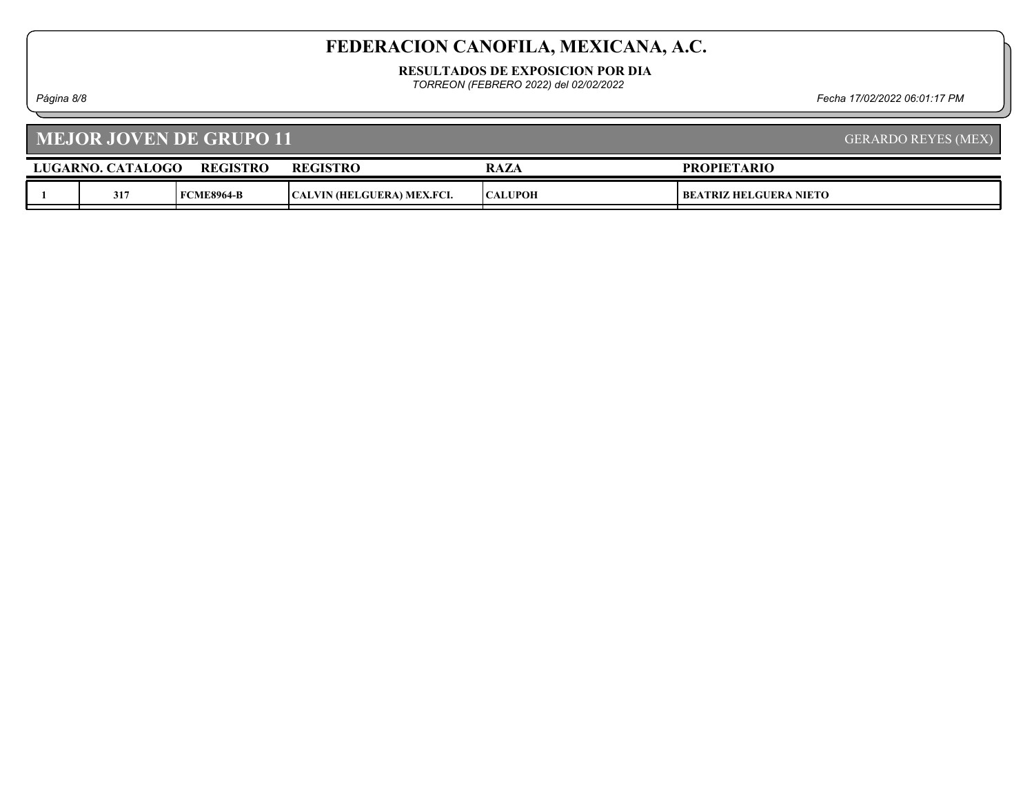# FEDERACION CANOFILA, MEXICANA, A.C.

**RESULTADOS DE EXPOSICION POR DIA**

*TORREON (FEBRERO 2022) del 02/02/2022*

*Fecha 17/02/2022 06:01:17 PM*

## MEJOR JOVEN DE GRUPO 11

GERARDO REYES (MEX)

| LUGAR | NO. CATALOGO | REGISTRO | REGISTRO | RAZA | PROPIETARIO |
|---|---|---|---|---|---|
| 1 | 317 | FCME8964-B | CALVIN (HELGUERA) MEX.FCI. | CALUPOH | BEATRIZ HELGUERA NIETO |